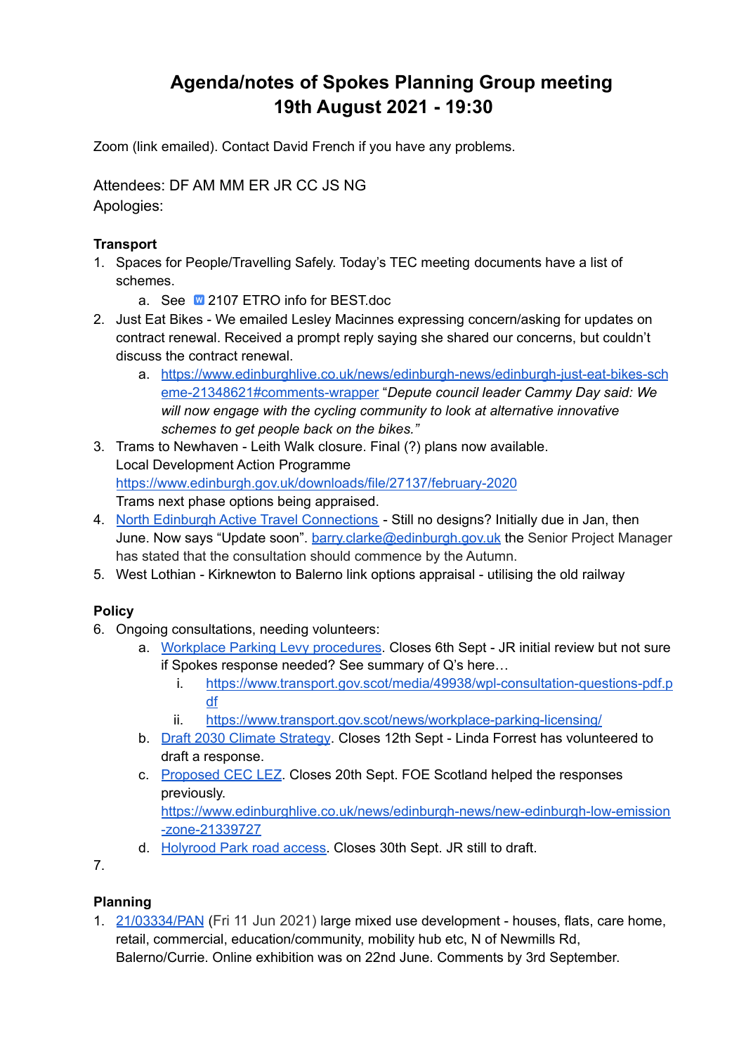# Agenda/notes of Spokes Planning Group meeting
# 19th August 2021 - 19:30

Zoom (link emailed). Contact David French if you have any problems.

Attendees: DF AM MM ER JR CC JS NG
Apologies:

**Transport**

1. Spaces for People/Travelling Safely. Today's TEC meeting documents have a list of schemes.
   a. See 2107 ETRO info for BEST.doc
2. Just Eat Bikes - We emailed Lesley Macinnes expressing concern/asking for updates on contract renewal. Received a prompt reply saying she shared our concerns, but couldn't discuss the contract renewal.
   a. https://www.edinburghlive.co.uk/news/edinburgh-news/edinburgh-just-eat-bikes-scheme-21348621#comments-wrapper "*Depute council leader Cammy Day said: We will now engage with the cycling community to look at alternative innovative schemes to get people back on the bikes.*"
3. Trams to Newhaven - Leith Walk closure. Final (?) plans now available.
   Local Development Action Programme
   https://www.edinburgh.gov.uk/downloads/file/27137/february-2020
   Trams next phase options being appraised.
4. North Edinburgh Active Travel Connections - Still no designs? Initially due in Jan, then June. Now says "Update soon". barry.clarke@edinburgh.gov.uk the Senior Project Manager has stated that the consultation should commence by the Autumn.
5. West Lothian - Kirknewton to Balerno link options appraisal - utilising the old railway

**Policy**

6. Ongoing consultations, needing volunteers:
   a. Workplace Parking Levy procedures. Closes 6th Sept - JR initial review but not sure if Spokes response needed? See summary of Q's here…
      i. https://www.transport.gov.scot/media/49938/wpl-consultation-questions-pdf.pdf
      ii. https://www.transport.gov.scot/news/workplace-parking-licensing/
   b. Draft 2030 Climate Strategy. Closes 12th Sept - Linda Forrest has volunteered to draft a response.
   c. Proposed CEC LEZ. Closes 20th Sept. FOE Scotland helped the responses previously.
      https://www.edinburghlive.co.uk/news/edinburgh-news/new-edinburgh-low-emission-zone-21339727
   d. Holyrood Park road access. Closes 30th Sept. JR still to draft.
7.

**Planning**

1. 21/03334/PAN (Fri 11 Jun 2021) large mixed use development - houses, flats, care home, retail, commercial, education/community, mobility hub etc, N of Newmills Rd, Balerno/Currie. Online exhibition was on 22nd June. Comments by 3rd September.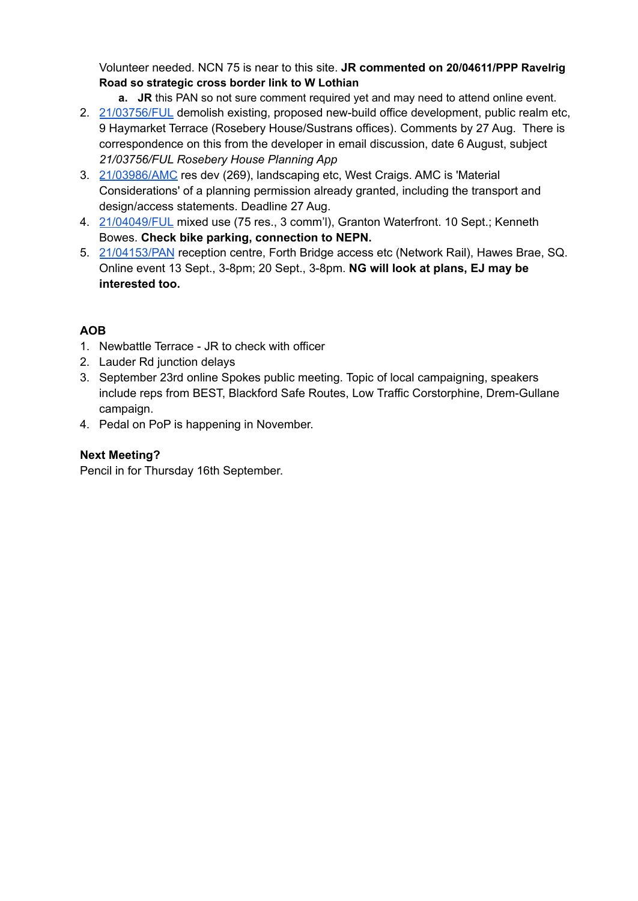Volunteer needed. NCN 75 is near to this site. **JR commented on 20/04611/PPP Ravelrig Road so strategic cross border link to W Lothian**

   a. **JR** this PAN so not sure comment required yet and may need to attend online event.

2. 21/03756/FUL demolish existing, proposed new-build office development, public realm etc, 9 Haymarket Terrace (Rosebery House/Sustrans offices). Comments by 27 Aug. There is correspondence on this from the developer in email discussion, date 6 August, subject *21/03756/FUL Rosebery House Planning App*
3. 21/03986/AMC res dev (269), landscaping etc, West Craigs. AMC is 'Material Considerations' of a planning permission already granted, including the transport and design/access statements. Deadline 27 Aug.
4. 21/04049/FUL mixed use (75 res., 3 comm'l), Granton Waterfront. 10 Sept.; Kenneth Bowes. **Check bike parking, connection to NEPN.**
5. 21/04153/PAN reception centre, Forth Bridge access etc (Network Rail), Hawes Brae, SQ. Online event 13 Sept., 3-8pm; 20 Sept., 3-8pm. **NG will look at plans, EJ may be interested too.**

### AOB

1. Newbattle Terrace - JR to check with officer
2. Lauder Rd junction delays
3. September 23rd online Spokes public meeting. Topic of local campaigning, speakers include reps from BEST, Blackford Safe Routes, Low Traffic Corstorphine, Drem-Gullane campaign.
4. Pedal on PoP is happening in November.

### Next Meeting?

Pencil in for Thursday 16th September.